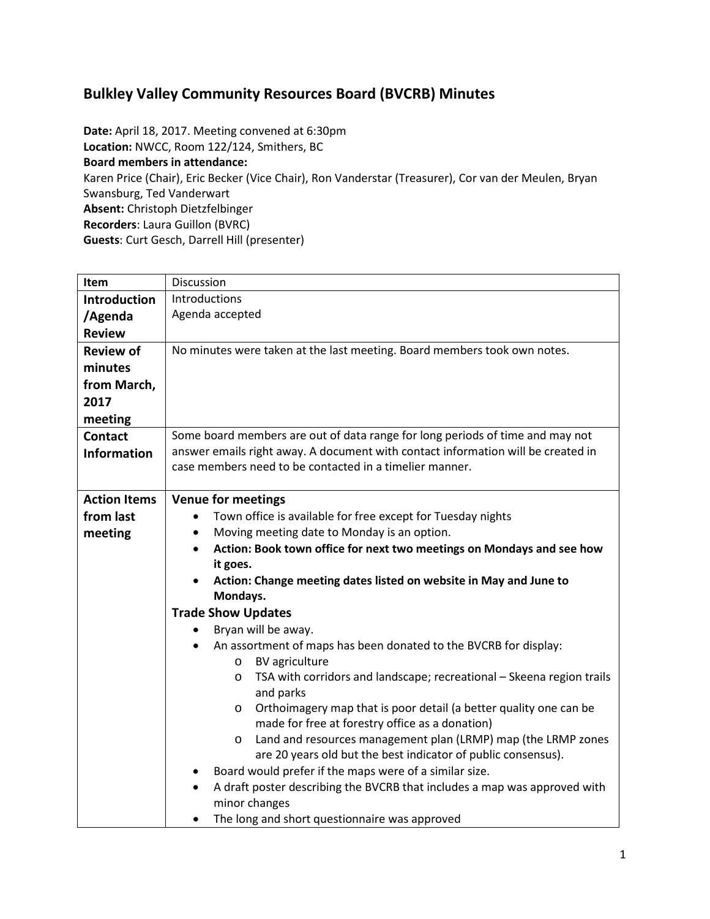## Bulkley Valley Community Resources Board (BVCRB) Minutes

**Date:** April 18, 2017. Meeting convened at 6:30pm
**Location:** NWCC, Room 122/124, Smithers, BC
**Board members in attendance:**
Karen Price (Chair), Eric Becker (Vice Chair), Ron Vanderstar (Treasurer), Cor van der Meulen, Bryan Swansburg, Ted Vanderwart
**Absent:** Christoph Dietzfelbinger
**Recorders**: Laura Guillon (BVRC)
**Guests**: Curt Gesch, Darrell Hill (presenter)

| Item | Discussion |
|---|---|
| **Introduction /Agenda Review** | Introductions<br>Agenda accepted |
| **Review of minutes from March, 2017 meeting** | No minutes were taken at the last meeting. Board members took own notes. |
| **Contact Information** | Some board members are out of data range for long periods of time and may not answer emails right away. A document with contact information will be created in case members need to be contacted in a timelier manner. |
| **Action Items from last meeting** | **Venue for meetings**<br>• Town office is available for free except for Tuesday nights<br>• Moving meeting date to Monday is an option.<br>• **Action: Book town office for next two meetings on Mondays and see how it goes.**<br>• **Action: Change meeting dates listed on website in May and June to Mondays.**<br>**Trade Show Updates**<br>• Bryan will be away.<br>• An assortment of maps has been donated to the BVCRB for display:<br>&nbsp;&nbsp;&nbsp;&nbsp;o BV agriculture<br>&nbsp;&nbsp;&nbsp;&nbsp;o TSA with corridors and landscape; recreational – Skeena region trails and parks<br>&nbsp;&nbsp;&nbsp;&nbsp;o Orthoimagery map that is poor detail (a better quality one can be made for free at forestry office as a donation)<br>&nbsp;&nbsp;&nbsp;&nbsp;o Land and resources management plan (LRMP) map (the LRMP zones are 20 years old but the best indicator of public consensus).<br>• Board would prefer if the maps were of a similar size.<br>• A draft poster describing the BVCRB that includes a map was approved with minor changes<br>• The long and short questionnaire was approved |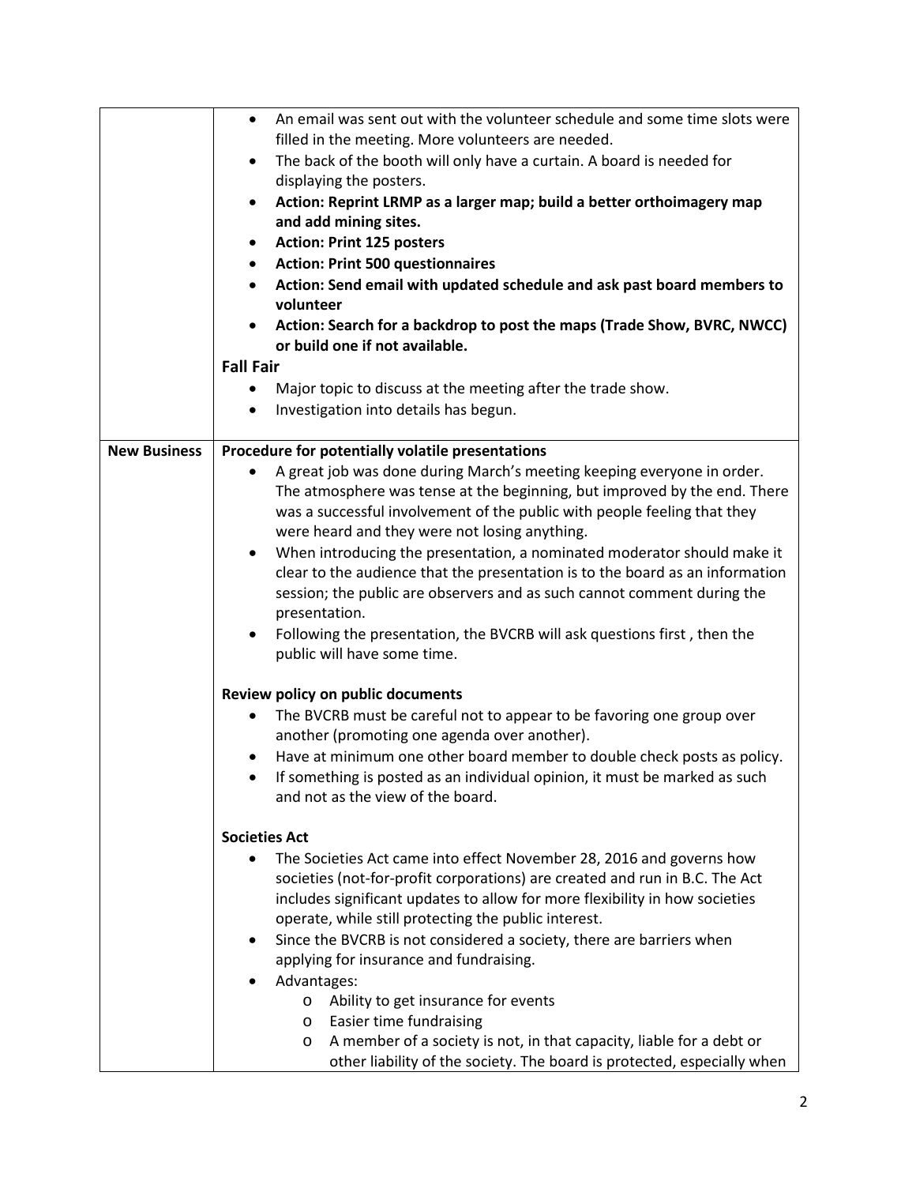| | |
|---|---|
| | • An email was sent out with the volunteer schedule and some time slots were filled in the meeting. More volunteers are needed.<br>• The back of the booth will only have a curtain. A board is needed for displaying the posters.<br>• **Action: Reprint LRMP as a larger map; build a better orthoimagery map and add mining sites.**<br>• **Action: Print 125 posters**<br>• **Action: Print 500 questionnaires**<br>• **Action: Send email with updated schedule and ask past board members to volunteer**<br>• **Action: Search for a backdrop to post the maps (Trade Show, BVRC, NWCC) or build one if not available.**<br><br>**Fall Fair**<br>• Major topic to discuss at the meeting after the trade show.<br>• Investigation into details has begun. |
| **New Business** | **Procedure for potentially volatile presentations**<br>• A great job was done during March's meeting keeping everyone in order. The atmosphere was tense at the beginning, but improved by the end. There was a successful involvement of the public with people feeling that they were heard and they were not losing anything.<br>• When introducing the presentation, a nominated moderator should make it clear to the audience that the presentation is to the board as an information session; the public are observers and as such cannot comment during the presentation.<br>• Following the presentation, the BVCRB will ask questions first , then the public will have some time.<br><br>**Review policy on public documents**<br>• The BVCRB must be careful not to appear to be favoring one group over another (promoting one agenda over another).<br>• Have at minimum one other board member to double check posts as policy.<br>• If something is posted as an individual opinion, it must be marked as such and not as the view of the board.<br><br>**Societies Act**<br>• The Societies Act came into effect November 28, 2016 and governs how societies (not-for-profit corporations) are created and run in B.C. The Act includes significant updates to allow for more flexibility in how societies operate, while still protecting the public interest.<br>• Since the BVCRB is not considered a society, there are barriers when applying for insurance and fundraising.<br>• Advantages:<br>  o Ability to get insurance for events<br>  o Easier time fundraising<br>  o A member of a society is not, in that capacity, liable for a debt or other liability of the society. The board is protected, especially when |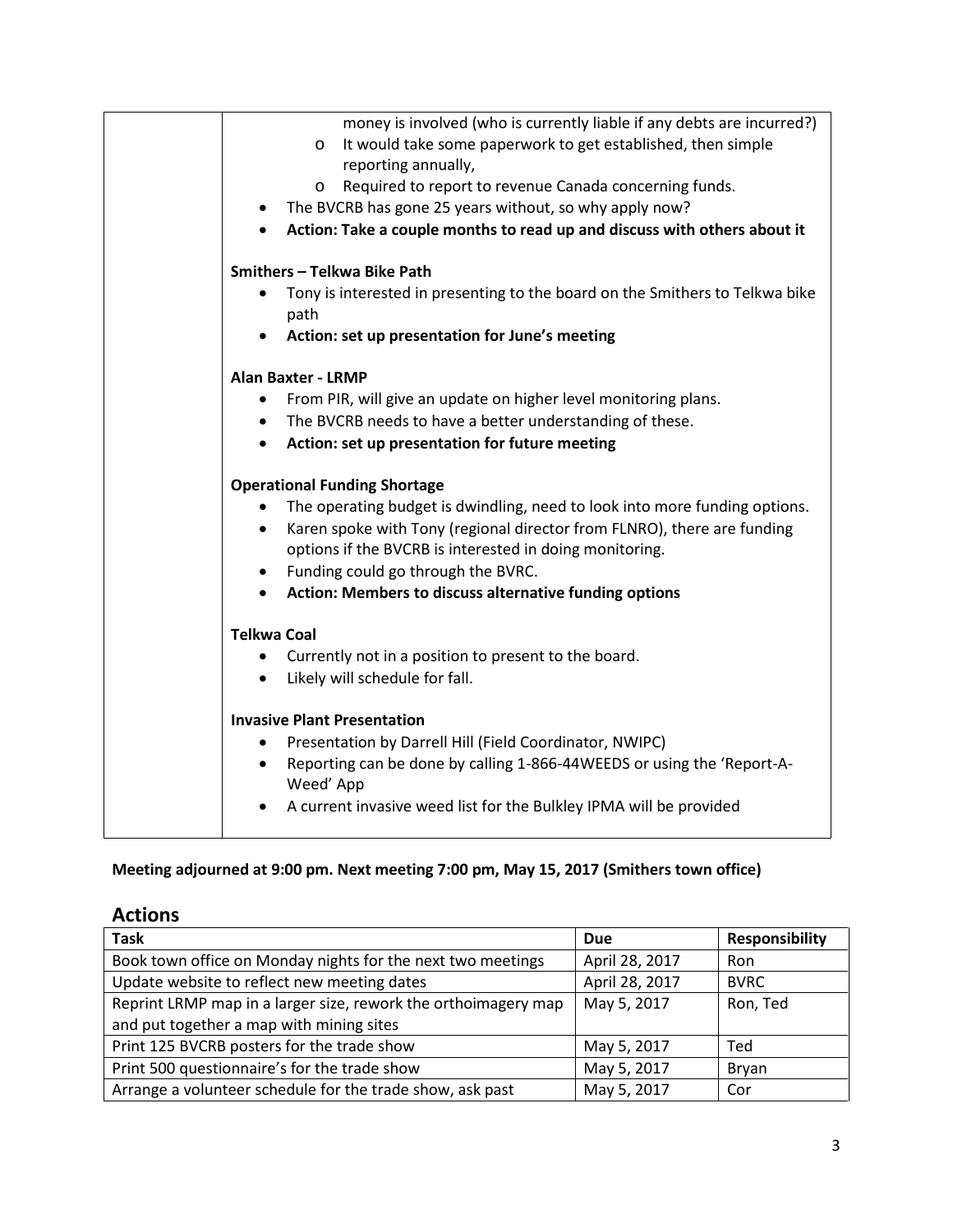| | |
|---|---|
| | money is involved (who is currently liable if any debts are incurred?)<br>o It would take some paperwork to get established, then simple reporting annually,<br>o Required to report to revenue Canada concerning funds.<br>• The BVCRB has gone 25 years without, so why apply now?<br>• **Action: Take a couple months to read up and discuss with others about it**<br><br>**Smithers – Telkwa Bike Path**<br>• Tony is interested in presenting to the board on the Smithers to Telkwa bike path<br>• **Action: set up presentation for June's meeting**<br><br>**Alan Baxter - LRMP**<br>• From PIR, will give an update on higher level monitoring plans.<br>• The BVCRB needs to have a better understanding of these.<br>• **Action: set up presentation for future meeting**<br><br>**Operational Funding Shortage**<br>• The operating budget is dwindling, need to look into more funding options.<br>• Karen spoke with Tony (regional director from FLNRO), there are funding options if the BVCRB is interested in doing monitoring.<br>• Funding could go through the BVRC.<br>• **Action: Members to discuss alternative funding options**<br><br>**Telkwa Coal**<br>• Currently not in a position to present to the board.<br>• Likely will schedule for fall.<br><br>**Invasive Plant Presentation**<br>• Presentation by Darrell Hill (Field Coordinator, NWIPC)<br>• Reporting can be done by calling 1-866-44WEEDS or using the 'Report-A-Weed' App<br>• A current invasive weed list for the Bulkley IPMA will be provided |

**Meeting adjourned at 9:00 pm. Next meeting 7:00 pm, May 15, 2017 (Smithers town office)**

## Actions

| Task | Due | Responsibility |
|---|---|---|
| Book town office on Monday nights for the next two meetings | April 28, 2017 | Ron |
| Update website to reflect new meeting dates | April 28, 2017 | BVRC |
| Reprint LRMP map in a larger size, rework the orthoimagery map and put together a map with mining sites | May 5, 2017 | Ron, Ted |
| Print 125 BVCRB posters for the trade show | May 5, 2017 | Ted |
| Print 500 questionnaire's for the trade show | May 5, 2017 | Bryan |
| Arrange a volunteer schedule for the trade show, ask past | May 5, 2017 | Cor |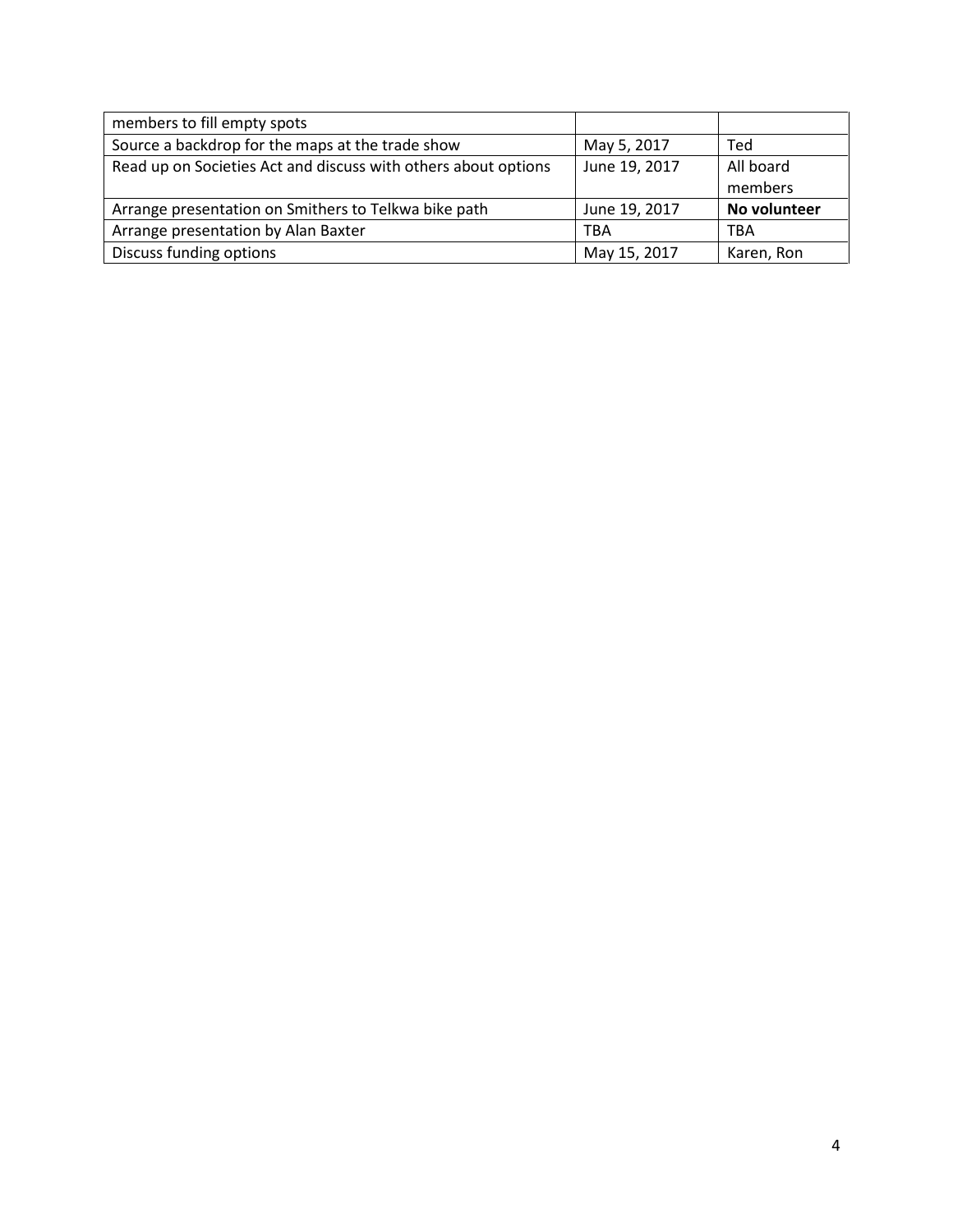| | | |
|---|---|---|
| members to fill empty spots | | |
| Source a backdrop for the maps at the trade show | May 5, 2017 | Ted |
| Read up on Societies Act and discuss with others about options | June 19, 2017 | All board members |
| Arrange presentation on Smithers to Telkwa bike path | June 19, 2017 | **No volunteer** |
| Arrange presentation by Alan Baxter | TBA | TBA |
| Discuss funding options | May 15, 2017 | Karen, Ron |